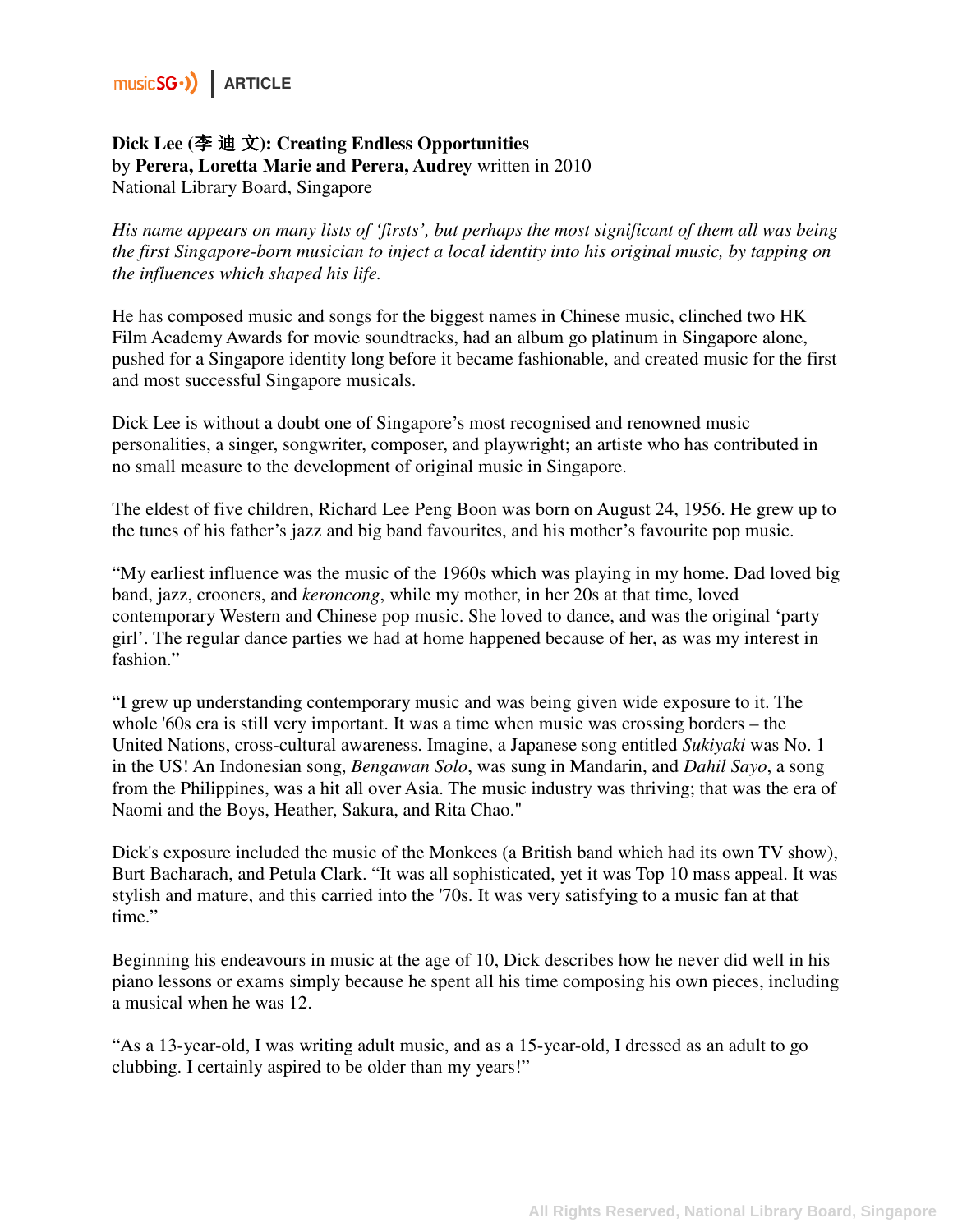musicSG | ARTICLE

**Dick Lee (李迪文): Creating Endless Opportunities**
by **Perera, Loretta Marie and Perera, Audrey** written in 2010
National Library Board, Singapore

*His name appears on many lists of 'firsts', but perhaps the most significant of them all was being the first Singapore-born musician to inject a local identity into his original music, by tapping on the influences which shaped his life.*

He has composed music and songs for the biggest names in Chinese music, clinched two HK Film Academy Awards for movie soundtracks, had an album go platinum in Singapore alone, pushed for a Singapore identity long before it became fashionable, and created music for the first and most successful Singapore musicals.

Dick Lee is without a doubt one of Singapore's most recognised and renowned music personalities, a singer, songwriter, composer, and playwright; an artiste who has contributed in no small measure to the development of original music in Singapore.

The eldest of five children, Richard Lee Peng Boon was born on August 24, 1956. He grew up to the tunes of his father's jazz and big band favourites, and his mother's favourite pop music.

"My earliest influence was the music of the 1960s which was playing in my home. Dad loved big band, jazz, crooners, and *keroncong*, while my mother, in her 20s at that time, loved contemporary Western and Chinese pop music. She loved to dance, and was the original 'party girl'. The regular dance parties we had at home happened because of her, as was my interest in fashion."

"I grew up understanding contemporary music and was being given wide exposure to it. The whole '60s era is still very important. It was a time when music was crossing borders – the United Nations, cross-cultural awareness. Imagine, a Japanese song entitled *Sukiyaki* was No. 1 in the US! An Indonesian song, *Bengawan Solo*, was sung in Mandarin, and *Dahil Sayo*, a song from the Philippines, was a hit all over Asia. The music industry was thriving; that was the era of Naomi and the Boys, Heather, Sakura, and Rita Chao."

Dick's exposure included the music of the Monkees (a British band which had its own TV show), Burt Bacharach, and Petula Clark. "It was all sophisticated, yet it was Top 10 mass appeal. It was stylish and mature, and this carried into the '70s. It was very satisfying to a music fan at that time."

Beginning his endeavours in music at the age of 10, Dick describes how he never did well in his piano lessons or exams simply because he spent all his time composing his own pieces, including a musical when he was 12.

"As a 13-year-old, I was writing adult music, and as a 15-year-old, I dressed as an adult to go clubbing. I certainly aspired to be older than my years!"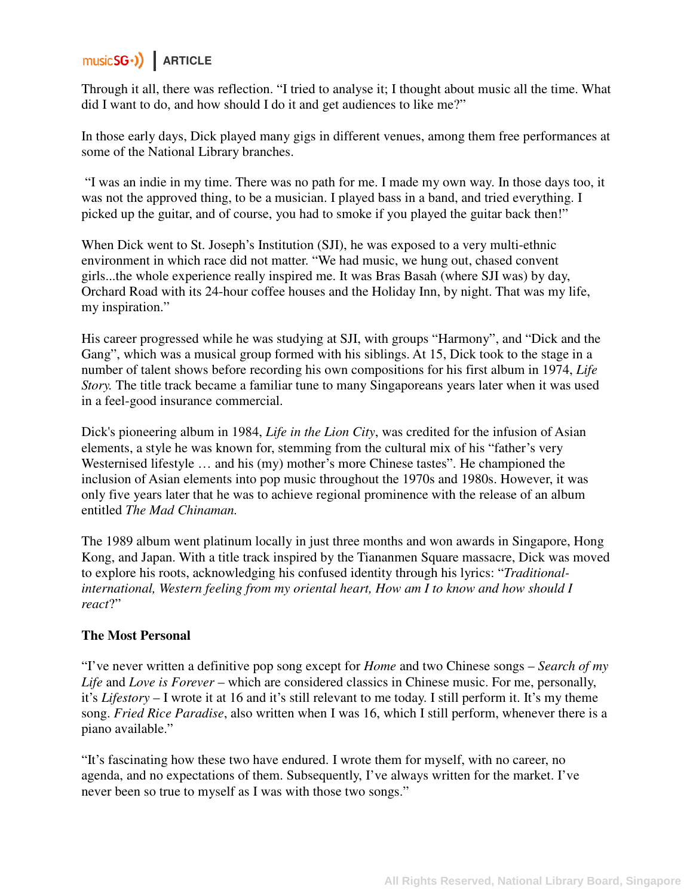Through it all, there was reflection. "I tried to analyse it; I thought about music all the time. What did I want to do, and how should I do it and get audiences to like me?"

In those early days, Dick played many gigs in different venues, among them free performances at some of the National Library branches.

"I was an indie in my time. There was no path for me. I made my own way. In those days too, it was not the approved thing, to be a musician. I played bass in a band, and tried everything. I picked up the guitar, and of course, you had to smoke if you played the guitar back then!"

When Dick went to St. Joseph's Institution (SJI), he was exposed to a very multi-ethnic environment in which race did not matter. "We had music, we hung out, chased convent girls...the whole experience really inspired me. It was Bras Basah (where SJI was) by day, Orchard Road with its 24-hour coffee houses and the Holiday Inn, by night. That was my life, my inspiration."

His career progressed while he was studying at SJI, with groups "Harmony", and "Dick and the Gang", which was a musical group formed with his siblings. At 15, Dick took to the stage in a number of talent shows before recording his own compositions for his first album in 1974, *Life Story.* The title track became a familiar tune to many Singaporeans years later when it was used in a feel-good insurance commercial.

Dick's pioneering album in 1984, *Life in the Lion City*, was credited for the infusion of Asian elements, a style he was known for, stemming from the cultural mix of his "father's very Westernised lifestyle … and his (my) mother's more Chinese tastes". He championed the inclusion of Asian elements into pop music throughout the 1970s and 1980s. However, it was only five years later that he was to achieve regional prominence with the release of an album entitled *The Mad Chinaman.*

The 1989 album went platinum locally in just three months and won awards in Singapore, Hong Kong, and Japan. With a title track inspired by the Tiananmen Square massacre, Dick was moved to explore his roots, acknowledging his confused identity through his lyrics: "*Traditional-international, Western feeling from my oriental heart, How am I to know and how should I react*?"

**The Most Personal**

"I've never written a definitive pop song except for *Home* and two Chinese songs – *Search of my Life* and *Love is Forever* – which are considered classics in Chinese music. For me, personally, it's *Lifestory* – I wrote it at 16 and it's still relevant to me today. I still perform it. It's my theme song. *Fried Rice Paradise*, also written when I was 16, which I still perform, whenever there is a piano available."

"It's fascinating how these two have endured. I wrote them for myself, with no career, no agenda, and no expectations of them. Subsequently, I've always written for the market. I've never been so true to myself as I was with those two songs."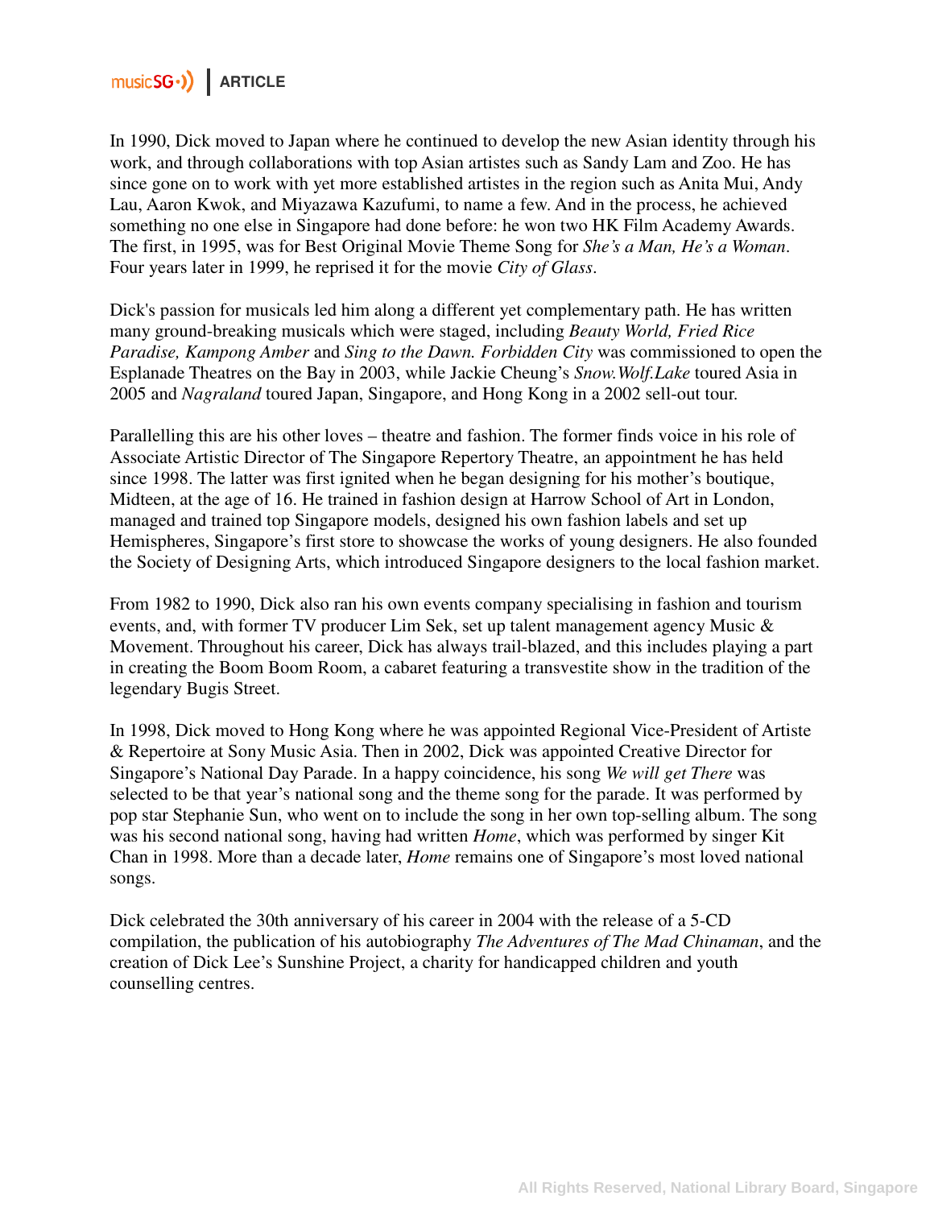In 1990, Dick moved to Japan where he continued to develop the new Asian identity through his work, and through collaborations with top Asian artistes such as Sandy Lam and Zoo. He has since gone on to work with yet more established artistes in the region such as Anita Mui, Andy Lau, Aaron Kwok, and Miyazawa Kazufumi, to name a few. And in the process, he achieved something no one else in Singapore had done before: he won two HK Film Academy Awards. The first, in 1995, was for Best Original Movie Theme Song for *She's a Man, He's a Woman*. Four years later in 1999, he reprised it for the movie *City of Glass*.

Dick's passion for musicals led him along a different yet complementary path. He has written many ground-breaking musicals which were staged, including *Beauty World, Fried Rice Paradise, Kampong Amber* and *Sing to the Dawn. Forbidden City* was commissioned to open the Esplanade Theatres on the Bay in 2003, while Jackie Cheung's *Snow.Wolf.Lake* toured Asia in 2005 and *Nagraland* toured Japan, Singapore, and Hong Kong in a 2002 sell-out tour.

Parallelling this are his other loves – theatre and fashion. The former finds voice in his role of Associate Artistic Director of The Singapore Repertory Theatre, an appointment he has held since 1998. The latter was first ignited when he began designing for his mother's boutique, Midteen, at the age of 16. He trained in fashion design at Harrow School of Art in London, managed and trained top Singapore models, designed his own fashion labels and set up Hemispheres, Singapore's first store to showcase the works of young designers. He also founded the Society of Designing Arts, which introduced Singapore designers to the local fashion market.

From 1982 to 1990, Dick also ran his own events company specialising in fashion and tourism events, and, with former TV producer Lim Sek, set up talent management agency Music & Movement. Throughout his career, Dick has always trail-blazed, and this includes playing a part in creating the Boom Boom Room, a cabaret featuring a transvestite show in the tradition of the legendary Bugis Street.

In 1998, Dick moved to Hong Kong where he was appointed Regional Vice-President of Artiste & Repertoire at Sony Music Asia. Then in 2002, Dick was appointed Creative Director for Singapore's National Day Parade. In a happy coincidence, his song *We will get There* was selected to be that year's national song and the theme song for the parade. It was performed by pop star Stephanie Sun, who went on to include the song in her own top-selling album. The song was his second national song, having had written *Home*, which was performed by singer Kit Chan in 1998. More than a decade later, *Home* remains one of Singapore's most loved national songs.

Dick celebrated the 30th anniversary of his career in 2004 with the release of a 5-CD compilation, the publication of his autobiography *The Adventures of The Mad Chinaman*, and the creation of Dick Lee's Sunshine Project, a charity for handicapped children and youth counselling centres.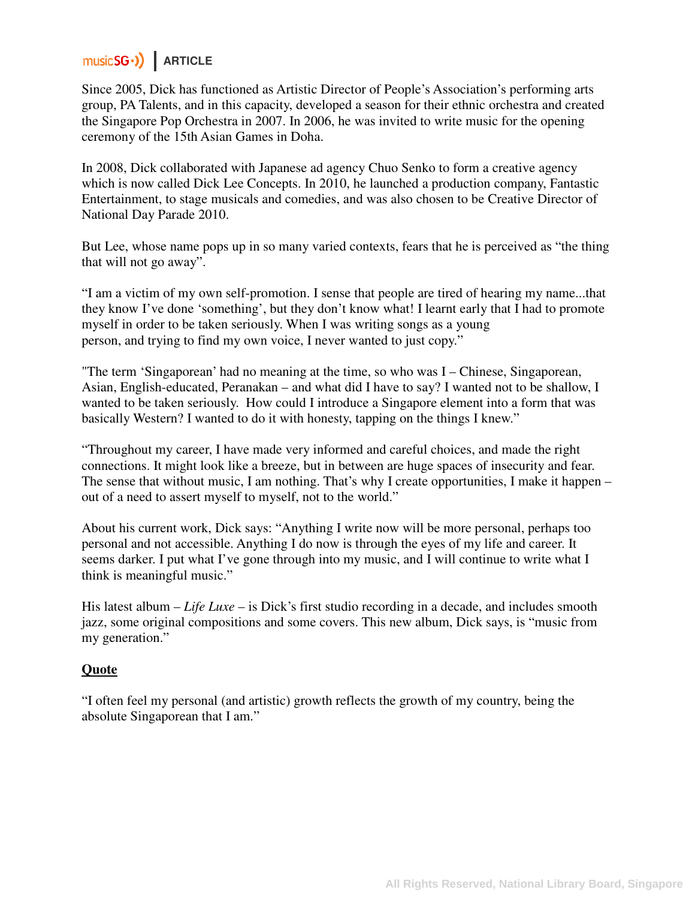Since 2005, Dick has functioned as Artistic Director of People's Association's performing arts group, PA Talents, and in this capacity, developed a season for their ethnic orchestra and created the Singapore Pop Orchestra in 2007. In 2006, he was invited to write music for the opening ceremony of the 15th Asian Games in Doha.

In 2008, Dick collaborated with Japanese ad agency Chuo Senko to form a creative agency which is now called Dick Lee Concepts. In 2010, he launched a production company, Fantastic Entertainment, to stage musicals and comedies, and was also chosen to be Creative Director of National Day Parade 2010.

But Lee, whose name pops up in so many varied contexts, fears that he is perceived as "the thing that will not go away".

"I am a victim of my own self-promotion. I sense that people are tired of hearing my name...that they know I've done 'something', but they don't know what! I learnt early that I had to promote myself in order to be taken seriously. When I was writing songs as a young person, and trying to find my own voice, I never wanted to just copy."

"The term 'Singaporean' had no meaning at the time, so who was I – Chinese, Singaporean, Asian, English-educated, Peranakan – and what did I have to say? I wanted not to be shallow, I wanted to be taken seriously. How could I introduce a Singapore element into a form that was basically Western? I wanted to do it with honesty, tapping on the things I knew."

"Throughout my career, I have made very informed and careful choices, and made the right connections. It might look like a breeze, but in between are huge spaces of insecurity and fear. The sense that without music, I am nothing. That's why I create opportunities, I make it happen – out of a need to assert myself to myself, not to the world."

About his current work, Dick says: "Anything I write now will be more personal, perhaps too personal and not accessible. Anything I do now is through the eyes of my life and career. It seems darker. I put what I've gone through into my music, and I will continue to write what I think is meaningful music."

His latest album – *Life Luxe* – is Dick's first studio recording in a decade, and includes smooth jazz, some original compositions and some covers. This new album, Dick says, is "music from my generation."

**Quote**

"I often feel my personal (and artistic) growth reflects the growth of my country, being the absolute Singaporean that I am."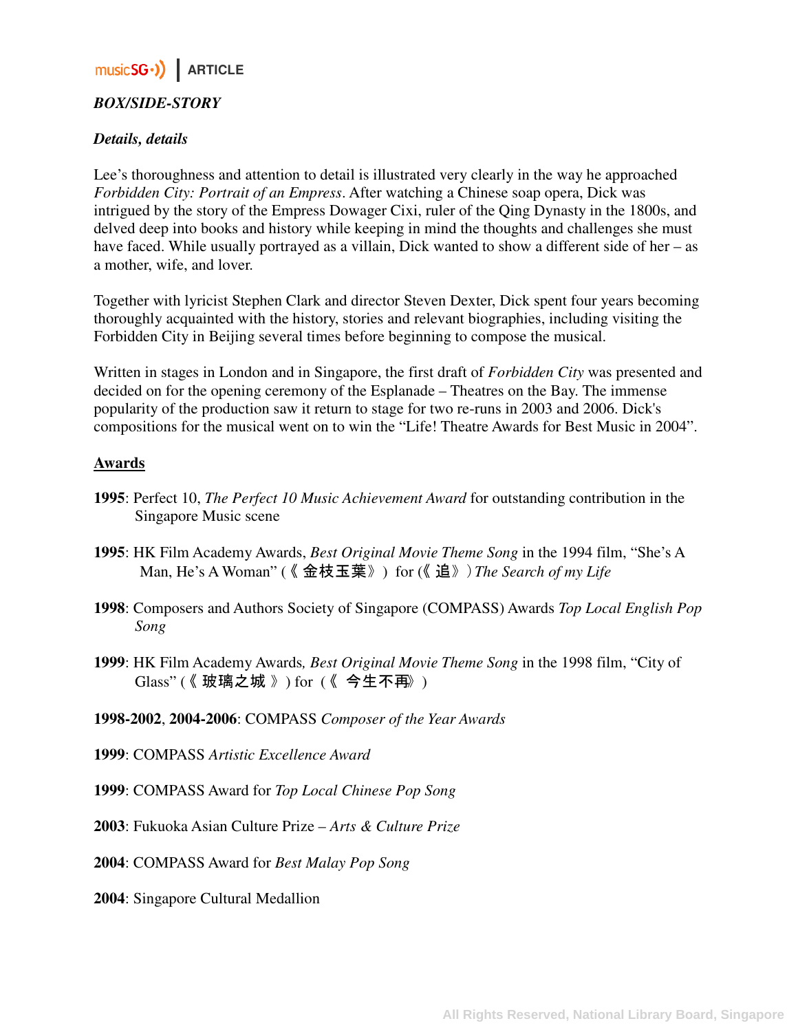*BOX/SIDE-STORY*

***Details, details***

Lee's thoroughness and attention to detail is illustrated very clearly in the way he approached *Forbidden City: Portrait of an Empress*. After watching a Chinese soap opera, Dick was intrigued by the story of the Empress Dowager Cixi, ruler of the Qing Dynasty in the 1800s, and delved deep into books and history while keeping in mind the thoughts and challenges she must have faced. While usually portrayed as a villain, Dick wanted to show a different side of her – as a mother, wife, and lover.

Together with lyricist Stephen Clark and director Steven Dexter, Dick spent four years becoming thoroughly acquainted with the history, stories and relevant biographies, including visiting the Forbidden City in Beijing several times before beginning to compose the musical.

Written in stages in London and in Singapore, the first draft of *Forbidden City* was presented and decided on for the opening ceremony of the Esplanade – Theatres on the Bay. The immense popularity of the production saw it return to stage for two re-runs in 2003 and 2006. Dick's compositions for the musical went on to win the "Life! Theatre Awards for Best Music in 2004".

**Awards**

**1995**: Perfect 10, *The Perfect 10 Music Achievement Award* for outstanding contribution in the Singapore Music scene

**1995**: HK Film Academy Awards, *Best Original Movie Theme Song* in the 1994 film, "She's A Man, He's A Woman" (《金枝玉葉》) for (《追》) *The Search of my Life*

**1998**: Composers and Authors Society of Singapore (COMPASS) Awards *Top Local English Pop Song*

**1999**: HK Film Academy Awards*, Best Original Movie Theme Song* in the 1998 film, "City of Glass" (《玻璃之城》) for (《今生不再》)

**1998-2002**, **2004-2006**: COMPASS *Composer of the Year Awards*

**1999**: COMPASS *Artistic Excellence Award*

**1999**: COMPASS Award for *Top Local Chinese Pop Song*

**2003**: Fukuoka Asian Culture Prize – *Arts & Culture Prize*

**2004**: COMPASS Award for *Best Malay Pop Song*

**2004**: Singapore Cultural Medallion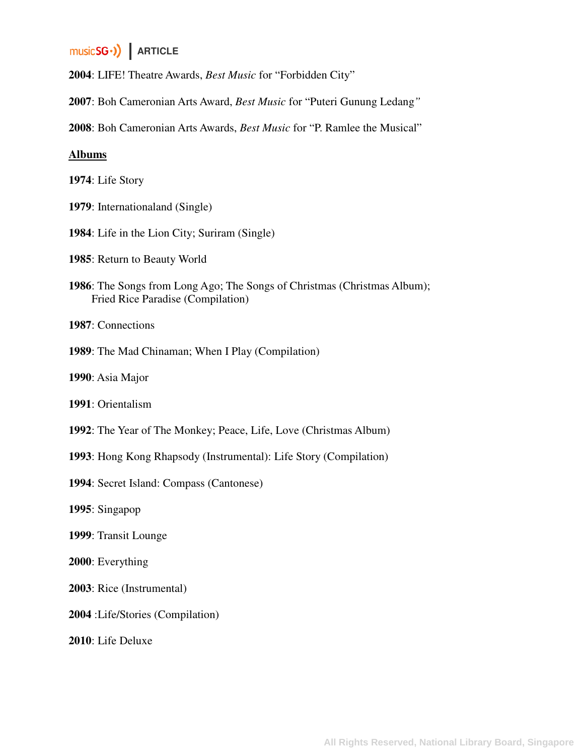**2004**: LIFE! Theatre Awards, *Best Music* for "Forbidden City"

**2007**: Boh Cameronian Arts Award, *Best Music* for "Puteri Gunung Ledang"

**2008**: Boh Cameronian Arts Awards, *Best Music* for "P. Ramlee the Musical"

**<u>Albums</u>**

**1974**: Life Story

**1979**: Internationaland (Single)

**1984**: Life in the Lion City; Suriram (Single)

**1985**: Return to Beauty World

**1986**: The Songs from Long Ago; The Songs of Christmas (Christmas Album); Fried Rice Paradise (Compilation)

**1987**: Connections

**1989**: The Mad Chinaman; When I Play (Compilation)

**1990**: Asia Major

**1991**: Orientalism

**1992**: The Year of The Monkey; Peace, Life, Love (Christmas Album)

**1993**: Hong Kong Rhapsody (Instrumental): Life Story (Compilation)

**1994**: Secret Island: Compass (Cantonese)

**1995**: Singapop

**1999**: Transit Lounge

**2000**: Everything

**2003**: Rice (Instrumental)

**2004** :Life/Stories (Compilation)

**2010**: Life Deluxe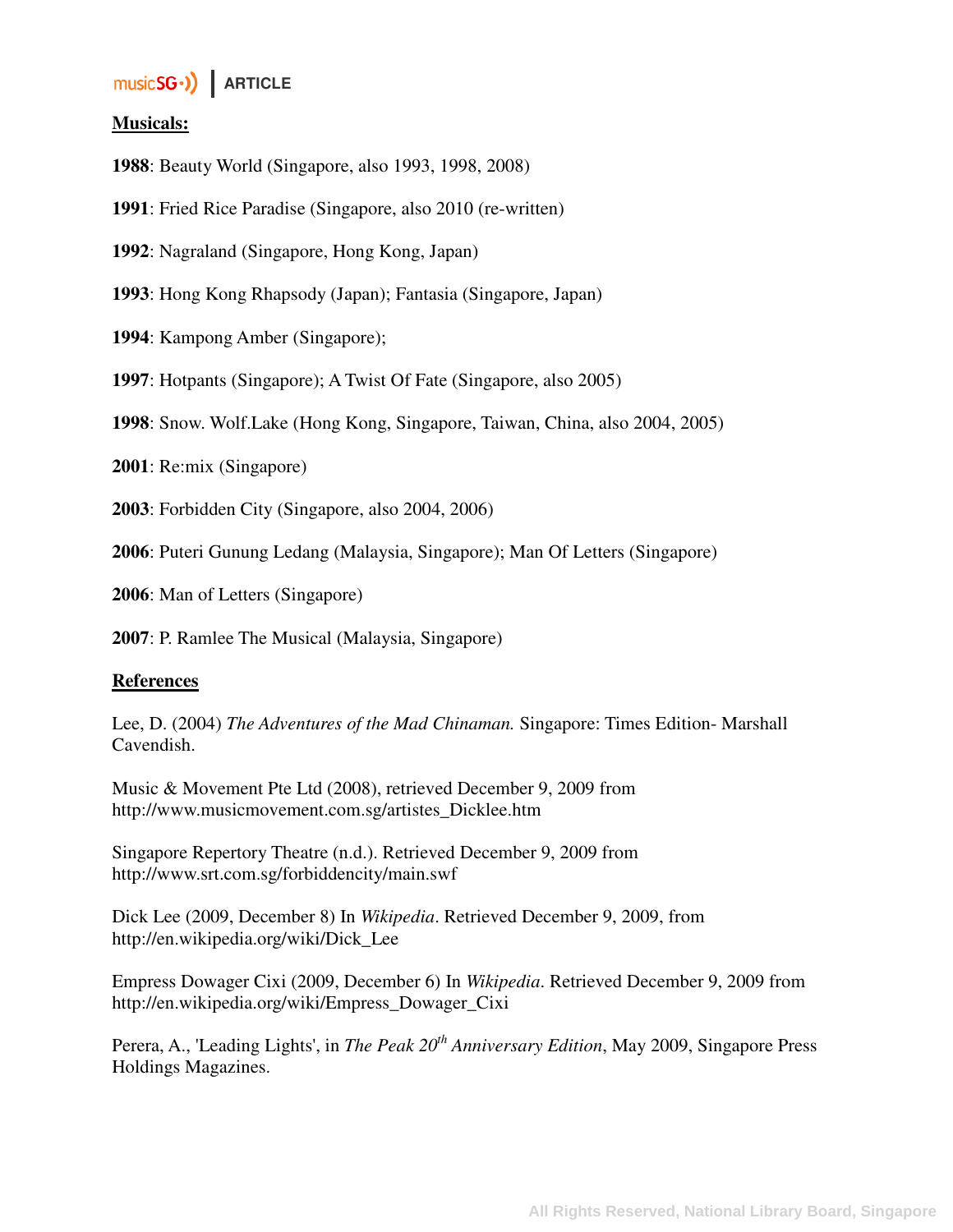**Musicals:**

**1988**: Beauty World (Singapore, also 1993, 1998, 2008)

**1991**: Fried Rice Paradise (Singapore, also 2010 (re-written)

**1992**: Nagraland (Singapore, Hong Kong, Japan)

**1993**: Hong Kong Rhapsody (Japan); Fantasia (Singapore, Japan)

**1994**: Kampong Amber (Singapore);

**1997**: Hotpants (Singapore); A Twist Of Fate (Singapore, also 2005)

**1998**: Snow. Wolf.Lake (Hong Kong, Singapore, Taiwan, China, also 2004, 2005)

**2001**: Re:mix (Singapore)

**2003**: Forbidden City (Singapore, also 2004, 2006)

**2006**: Puteri Gunung Ledang (Malaysia, Singapore); Man Of Letters (Singapore)

**2006**: Man of Letters (Singapore)

**2007**: P. Ramlee The Musical (Malaysia, Singapore)

**References**

Lee, D. (2004) *The Adventures of the Mad Chinaman.* Singapore: Times Edition- Marshall Cavendish.

Music & Movement Pte Ltd (2008), retrieved December 9, 2009 from http://www.musicmovement.com.sg/artistes_Dicklee.htm

Singapore Repertory Theatre (n.d.). Retrieved December 9, 2009 from http://www.srt.com.sg/forbiddencity/main.swf

Dick Lee (2009, December 8) In *Wikipedia*. Retrieved December 9, 2009, from http://en.wikipedia.org/wiki/Dick_Lee

Empress Dowager Cixi (2009, December 6) In *Wikipedia*. Retrieved December 9, 2009 from http://en.wikipedia.org/wiki/Empress_Dowager_Cixi

Perera, A., 'Leading Lights', in *The Peak 20th Anniversary Edition*, May 2009, Singapore Press Holdings Magazines.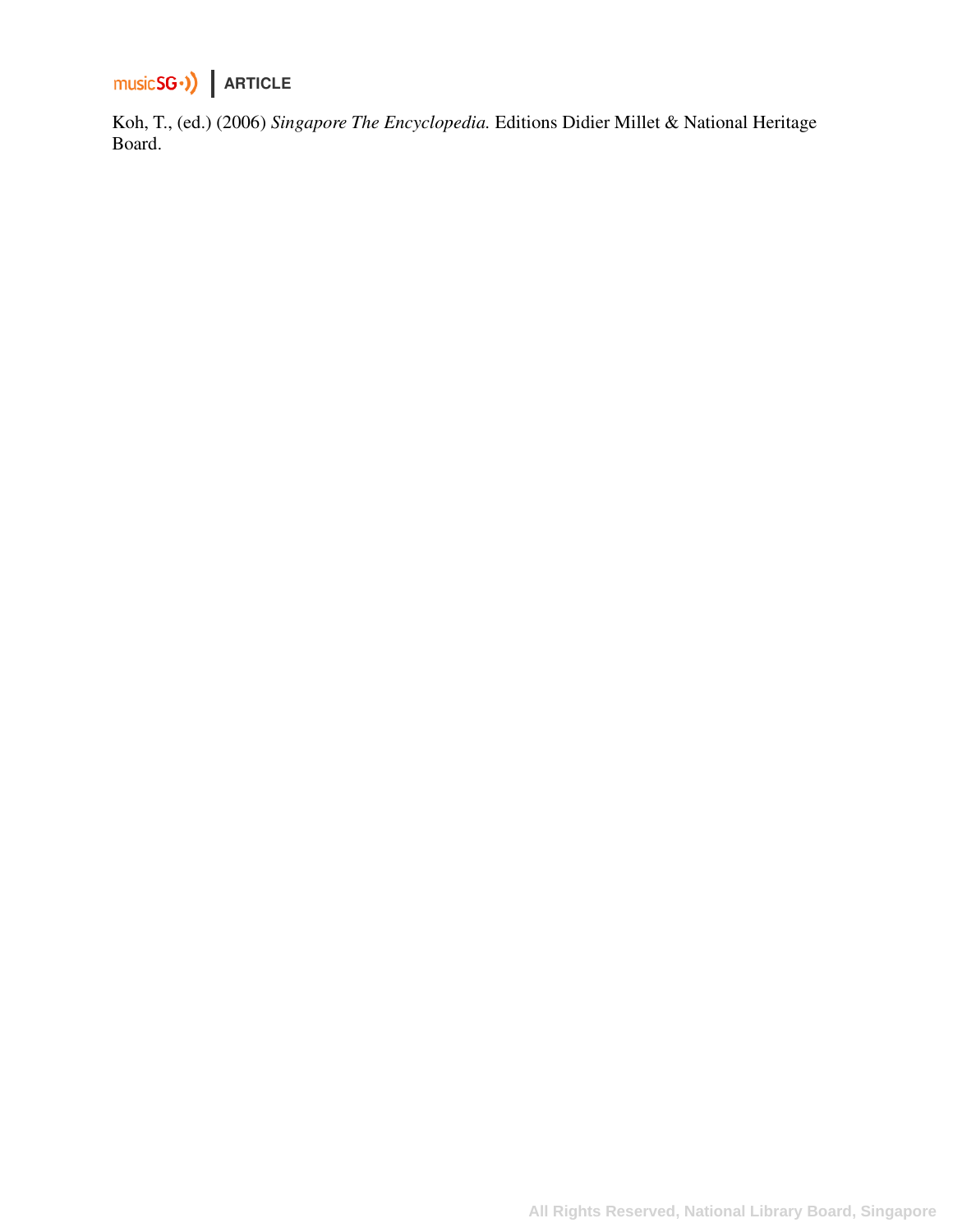Koh, T., (ed.) (2006) *Singapore The Encyclopedia.* Editions Didier Millet & National Heritage Board.